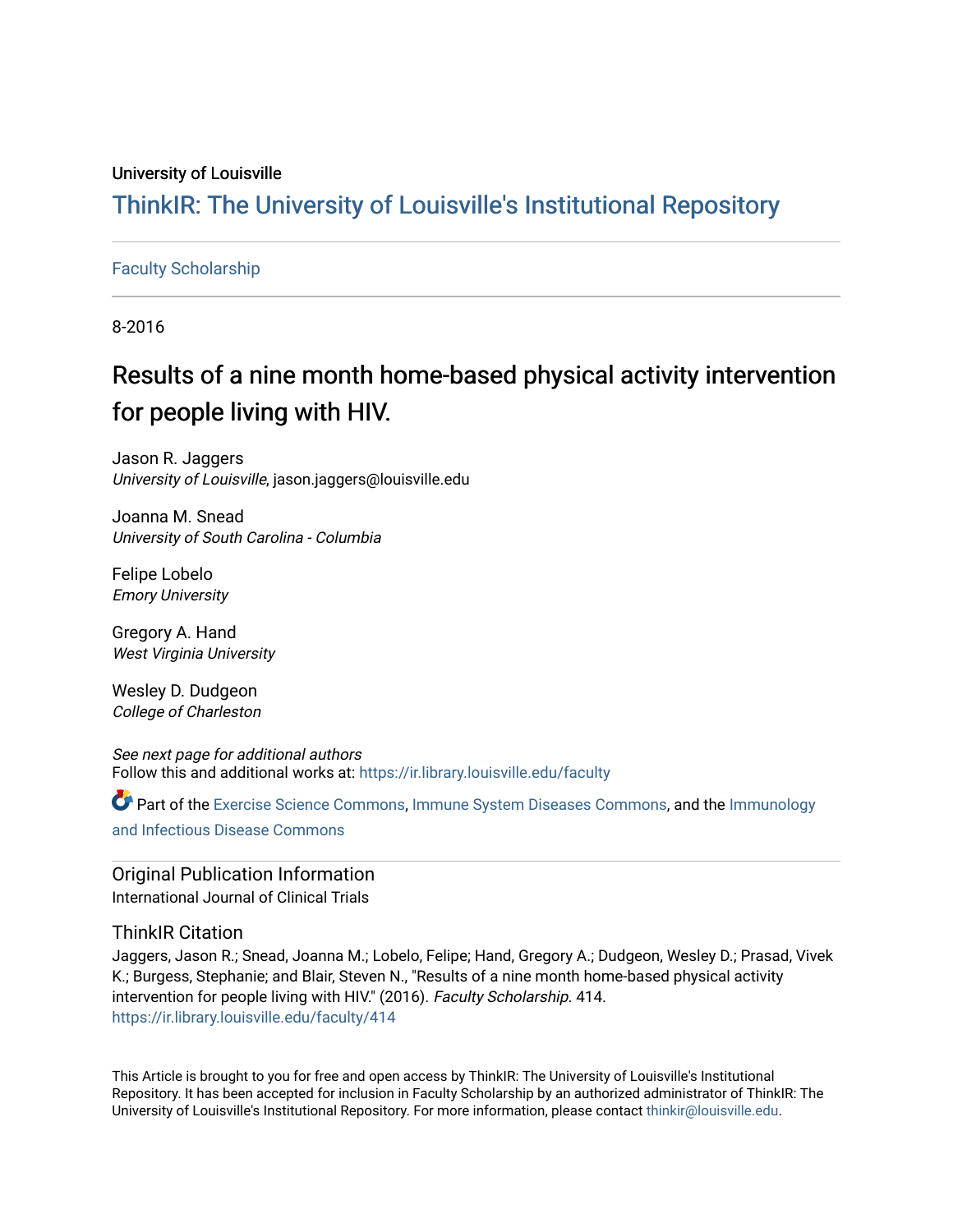University of Louisville

# ThinkIR: The University of Louisville's Institutional Repository

Faculty Scholarship

8-2016

# Results of a nine month home-based physical activity intervention for people living with HIV.

Jason R. Jaggers
*University of Louisville*, jason.jaggers@louisville.edu

Joanna M. Snead
*University of South Carolina - Columbia*

Felipe Lobelo
*Emory University*

Gregory A. Hand
*West Virginia University*

Wesley D. Dudgeon
*College of Charleston*

*See next page for additional authors*
Follow this and additional works at: https://ir.library.louisville.edu/faculty

Part of the Exercise Science Commons, Immune System Diseases Commons, and the Immunology and Infectious Disease Commons

## Original Publication Information

International Journal of Clinical Trials

## ThinkIR Citation

Jaggers, Jason R.; Snead, Joanna M.; Lobelo, Felipe; Hand, Gregory A.; Dudgeon, Wesley D.; Prasad, Vivek K.; Burgess, Stephanie; and Blair, Steven N., "Results of a nine month home-based physical activity intervention for people living with HIV." (2016). *Faculty Scholarship*. 414.
https://ir.library.louisville.edu/faculty/414

This Article is brought to you for free and open access by ThinkIR: The University of Louisville's Institutional Repository. It has been accepted for inclusion in Faculty Scholarship by an authorized administrator of ThinkIR: The University of Louisville's Institutional Repository. For more information, please contact thinkir@louisville.edu.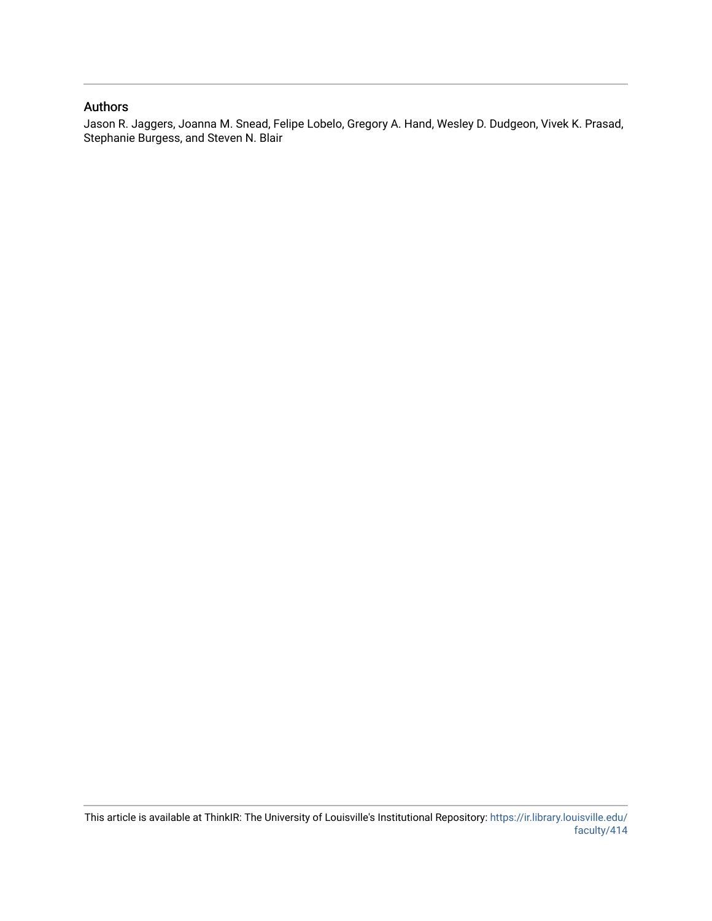## Authors

Jason R. Jaggers, Joanna M. Snead, Felipe Lobelo, Gregory A. Hand, Wesley D. Dudgeon, Vivek K. Prasad, Stephanie Burgess, and Steven N. Blair

This article is available at ThinkIR: The University of Louisville's Institutional Repository: https://ir.library.louisville.edu/faculty/414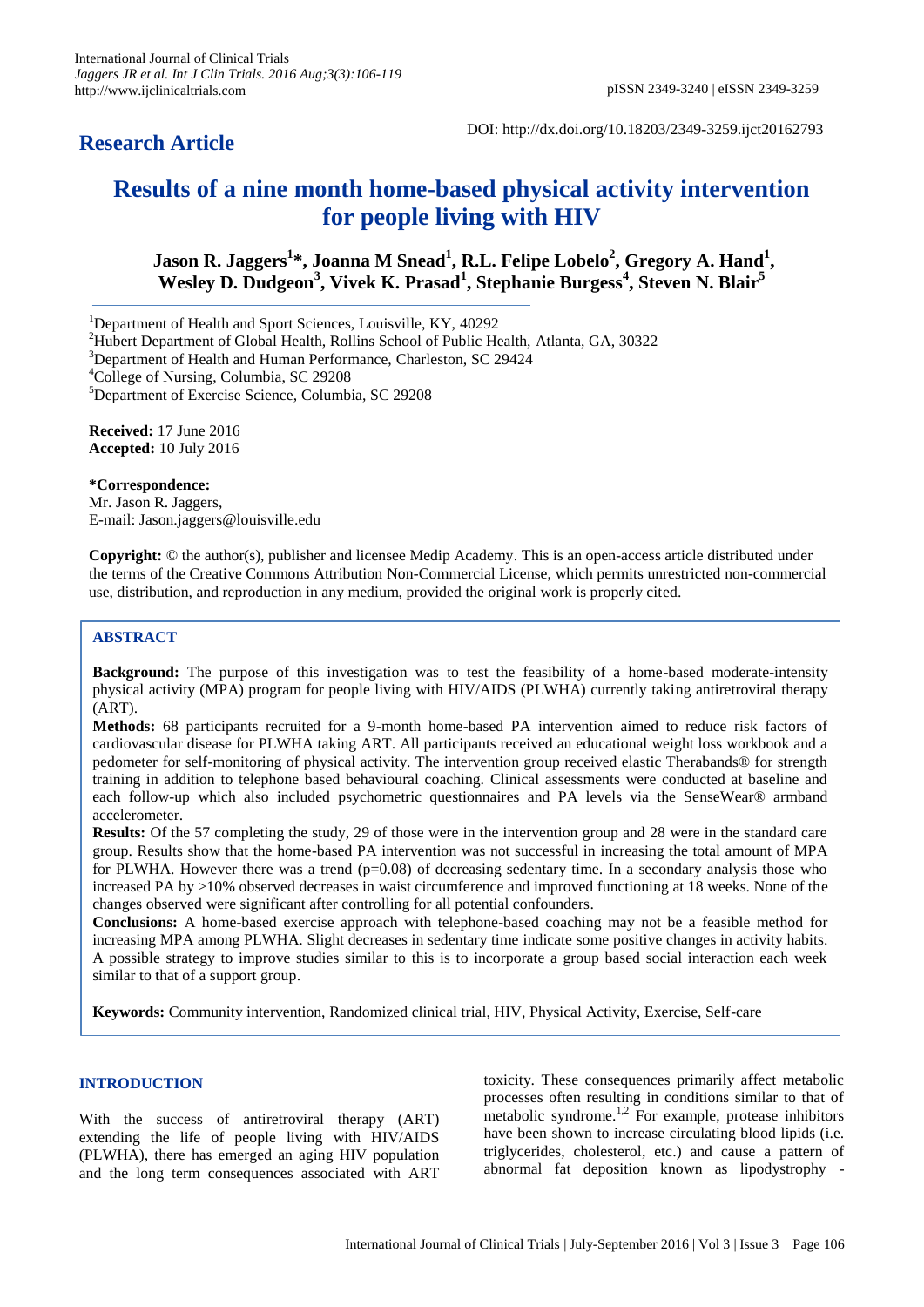## Research Article

DOI: http://dx.doi.org/10.18203/2349-3259.ijct20162793

# Results of a nine month home-based physical activity intervention for people living with HIV

**Jason R. Jaggers[1]*, Joanna M Snead[1], R.L. Felipe Lobelo[2], Gregory A. Hand[1], Wesley D. Dudgeon[3], Vivek K. Prasad[1], Stephanie Burgess[4], Steven N. Blair[5]**

[1]Department of Health and Sport Sciences, Louisville, KY, 40292
[2]Hubert Department of Global Health, Rollins School of Public Health, Atlanta, GA, 30322
[3]Department of Health and Human Performance, Charleston, SC 29424
[4]College of Nursing, Columbia, SC 29208
[5]Department of Exercise Science, Columbia, SC 29208

**Received:** 17 June 2016
**Accepted:** 10 July 2016

**\*Correspondence:**
Mr. Jason R. Jaggers,
E-mail: Jason.jaggers@louisville.edu

**Copyright:** © the author(s), publisher and licensee Medip Academy. This is an open-access article distributed under the terms of the Creative Commons Attribution Non-Commercial License, which permits unrestricted non-commercial use, distribution, and reproduction in any medium, provided the original work is properly cited.

## ABSTRACT

**Background:** The purpose of this investigation was to test the feasibility of a home-based moderate-intensity physical activity (MPA) program for people living with HIV/AIDS (PLWHA) currently taking antiretroviral therapy (ART).

**Methods:** 68 participants recruited for a 9-month home-based PA intervention aimed to reduce risk factors of cardiovascular disease for PLWHA taking ART. All participants received an educational weight loss workbook and a pedometer for self-monitoring of physical activity. The intervention group received elastic Therabands® for strength training in addition to telephone based behavioural coaching. Clinical assessments were conducted at baseline and each follow-up which also included psychometric questionnaires and PA levels via the SenseWear® armband accelerometer.

**Results:** Of the 57 completing the study, 29 of those were in the intervention group and 28 were in the standard care group. Results show that the home-based PA intervention was not successful in increasing the total amount of MPA for PLWHA. However there was a trend ($p=0.08$) of decreasing sedentary time. In a secondary analysis those who increased PA by >10% observed decreases in waist circumference and improved functioning at 18 weeks. None of the changes observed were significant after controlling for all potential confounders.

**Conclusions:** A home-based exercise approach with telephone-based coaching may not be a feasible method for increasing MPA among PLWHA. Slight decreases in sedentary time indicate some positive changes in activity habits. A possible strategy to improve studies similar to this is to incorporate a group based social interaction each week similar to that of a support group.

**Keywords:** Community intervention, Randomized clinical trial, HIV, Physical Activity, Exercise, Self-care

## INTRODUCTION

With the success of antiretroviral therapy (ART) extending the life of people living with HIV/AIDS (PLWHA), there has emerged an aging HIV population and the long term consequences associated with ART toxicity. These consequences primarily affect metabolic processes often resulting in conditions similar to that of metabolic syndrome.[1,2] For example, protease inhibitors have been shown to increase circulating blood lipids (i.e. triglycerides, cholesterol, etc.) and cause a pattern of abnormal fat deposition known as lipodystrophy -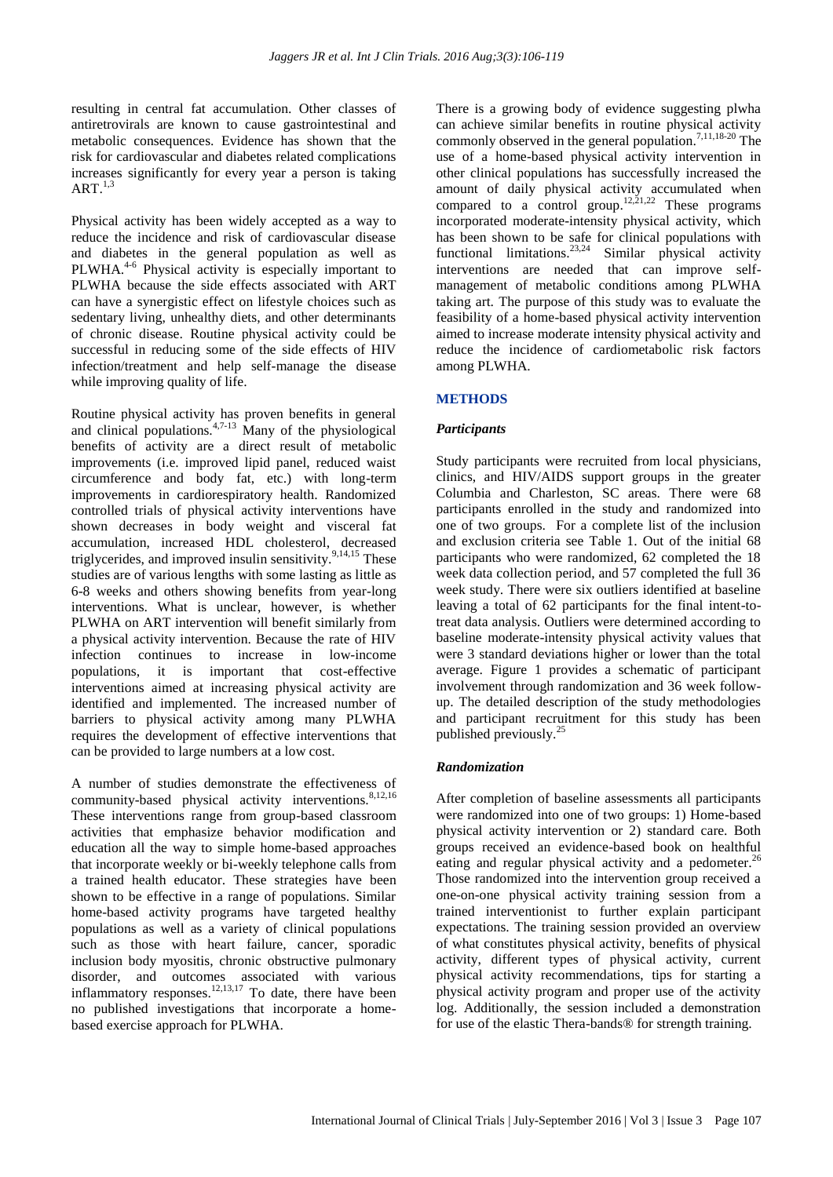resulting in central fat accumulation. Other classes of antiretrovirals are known to cause gastrointestinal and metabolic consequences. Evidence has shown that the risk for cardiovascular and diabetes related complications increases significantly for every year a person is taking ART.[1,3]

Physical activity has been widely accepted as a way to reduce the incidence and risk of cardiovascular disease and diabetes in the general population as well as PLWHA.[4-6] Physical activity is especially important to PLWHA because the side effects associated with ART can have a synergistic effect on lifestyle choices such as sedentary living, unhealthy diets, and other determinants of chronic disease. Routine physical activity could be successful in reducing some of the side effects of HIV infection/treatment and help self-manage the disease while improving quality of life.

Routine physical activity has proven benefits in general and clinical populations.[4,7-13] Many of the physiological benefits of activity are a direct result of metabolic improvements (i.e. improved lipid panel, reduced waist circumference and body fat, etc.) with long-term improvements in cardiorespiratory health. Randomized controlled trials of physical activity interventions have shown decreases in body weight and visceral fat accumulation, increased HDL cholesterol, decreased triglycerides, and improved insulin sensitivity.[9,14,15] These studies are of various lengths with some lasting as little as 6-8 weeks and others showing benefits from year-long interventions. What is unclear, however, is whether PLWHA on ART intervention will benefit similarly from a physical activity intervention. Because the rate of HIV infection continues to increase in low-income populations, it is important that cost-effective interventions aimed at increasing physical activity are identified and implemented. The increased number of barriers to physical activity among many PLWHA requires the development of effective interventions that can be provided to large numbers at a low cost.

A number of studies demonstrate the effectiveness of community-based physical activity interventions.[8,12,16] These interventions range from group-based classroom activities that emphasize behavior modification and education all the way to simple home-based approaches that incorporate weekly or bi-weekly telephone calls from a trained health educator. These strategies have been shown to be effective in a range of populations. Similar home-based activity programs have targeted healthy populations as well as a variety of clinical populations such as those with heart failure, cancer, sporadic inclusion body myositis, chronic obstructive pulmonary disorder, and outcomes associated with various inflammatory responses.[12,13,17] To date, there have been no published investigations that incorporate a home-based exercise approach for PLWHA.

There is a growing body of evidence suggesting plwha can achieve similar benefits in routine physical activity commonly observed in the general population.[7,11,18-20] The use of a home-based physical activity intervention in other clinical populations has successfully increased the amount of daily physical activity accumulated when compared to a control group.[12,21,22] These programs incorporated moderate-intensity physical activity, which has been shown to be safe for clinical populations with functional limitations.[23,24] Similar physical activity interventions are needed that can improve self-management of metabolic conditions among PLWHA taking art. The purpose of this study was to evaluate the feasibility of a home-based physical activity intervention aimed to increase moderate intensity physical activity and reduce the incidence of cardiometabolic risk factors among PLWHA.

## METHODS

### *Participants*

Study participants were recruited from local physicians, clinics, and HIV/AIDS support groups in the greater Columbia and Charleston, SC areas. There were 68 participants enrolled in the study and randomized into one of two groups. For a complete list of the inclusion and exclusion criteria see Table 1. Out of the initial 68 participants who were randomized, 62 completed the 18 week data collection period, and 57 completed the full 36 week study. There were six outliers identified at baseline leaving a total of 62 participants for the final intent-to-treat data analysis. Outliers were determined according to baseline moderate-intensity physical activity values that were 3 standard deviations higher or lower than the total average. Figure 1 provides a schematic of participant involvement through randomization and 36 week follow-up. The detailed description of the study methodologies and participant recruitment for this study has been published previously.[25]

### *Randomization*

After completion of baseline assessments all participants were randomized into one of two groups: 1) Home-based physical activity intervention or 2) standard care. Both groups received an evidence-based book on healthful eating and regular physical activity and a pedometer.[26] Those randomized into the intervention group received a one-on-one physical activity training session from a trained interventionist to further explain participant expectations. The training session provided an overview of what constitutes physical activity, benefits of physical activity, different types of physical activity, current physical activity recommendations, tips for starting a physical activity program and proper use of the activity log. Additionally, the session included a demonstration for use of the elastic Thera-bands® for strength training.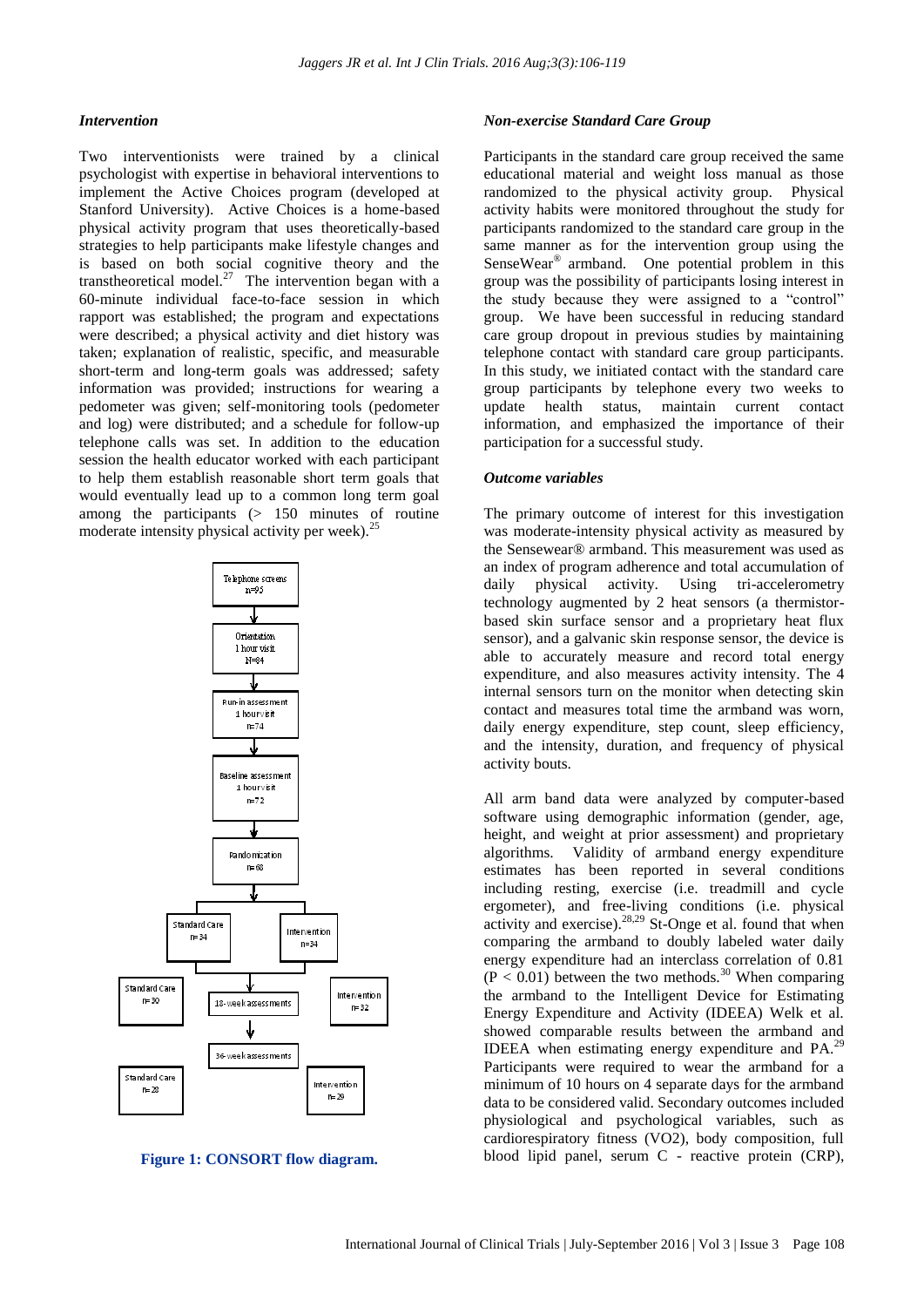### *Intervention*

Two interventionists were trained by a clinical psychologist with expertise in behavioral interventions to implement the Active Choices program (developed at Stanford University). Active Choices is a home-based physical activity program that uses theoretically-based strategies to help participants make lifestyle changes and is based on both social cognitive theory and the transtheoretical model.[27] The intervention began with a 60-minute individual face-to-face session in which rapport was established; the program and expectations were described; a physical activity and diet history was taken; explanation of realistic, specific, and measurable short-term and long-term goals was addressed; safety information was provided; instructions for wearing a pedometer was given; self-monitoring tools (pedometer and log) were distributed; and a schedule for follow-up telephone calls was set. In addition to the education session the health educator worked with each participant to help them establish reasonable short term goals that would eventually lead up to a common long term goal among the participants (> 150 minutes of routine moderate intensity physical activity per week).[25]

Telephone screens n=95
↓
Orientation 1 hour visit N=84
↓
Run-in assessment 1 hour visit n=74
↓
Baseline assessment 1 hour visit n=72
↓
Randomization n=68
↓
Standard Care n=34 | Intervention n=34
↓
18-week assessments: Standard Care n=30 | Intervention n=32
↓
36-week assessments: Standard Care n=28 | Intervention n=29

**Figure 1: CONSORT flow diagram.**

### *Non-exercise Standard Care Group*

Participants in the standard care group received the same educational material and weight loss manual as those randomized to the physical activity group. Physical activity habits were monitored throughout the study for participants randomized to the standard care group in the same manner as for the intervention group using the SenseWear® armband. One potential problem in this group was the possibility of participants losing interest in the study because they were assigned to a "control" group. We have been successful in reducing standard care group dropout in previous studies by maintaining telephone contact with standard care group participants. In this study, we initiated contact with the standard care group participants by telephone every two weeks to update health status, maintain current contact information, and emphasized the importance of their participation for a successful study.

### *Outcome variables*

The primary outcome of interest for this investigation was moderate-intensity physical activity as measured by the Sensewear® armband. This measurement was used as an index of program adherence and total accumulation of daily physical activity. Using tri-accelerometry technology augmented by 2 heat sensors (a thermistor-based skin surface sensor and a proprietary heat flux sensor), and a galvanic skin response sensor, the device is able to accurately measure and record total energy expenditure, and also measures activity intensity. The 4 internal sensors turn on the monitor when detecting skin contact and measures total time the armband was worn, daily energy expenditure, step count, sleep efficiency, and the intensity, duration, and frequency of physical activity bouts.

All arm band data were analyzed by computer-based software using demographic information (gender, age, height, and weight at prior assessment) and proprietary algorithms. Validity of armband energy expenditure estimates has been reported in several conditions including resting, exercise (i.e. treadmill and cycle ergometer), and free-living conditions (i.e. physical activity and exercise).[28,29] St-Onge et al. found that when comparing the armband to doubly labeled water daily energy expenditure had an interclass correlation of 0.81 ($P < 0.01$) between the two methods.[30] When comparing the armband to the Intelligent Device for Estimating Energy Expenditure and Activity (IDEEA) Welk et al. showed comparable results between the armband and IDEEA when estimating energy expenditure and PA.[29] Participants were required to wear the armband for a minimum of 10 hours on 4 separate days for the armband data to be considered valid. Secondary outcomes included physiological and psychological variables, such as cardiorespiratory fitness (VO2), body composition, full blood lipid panel, serum C - reactive protein (CRP),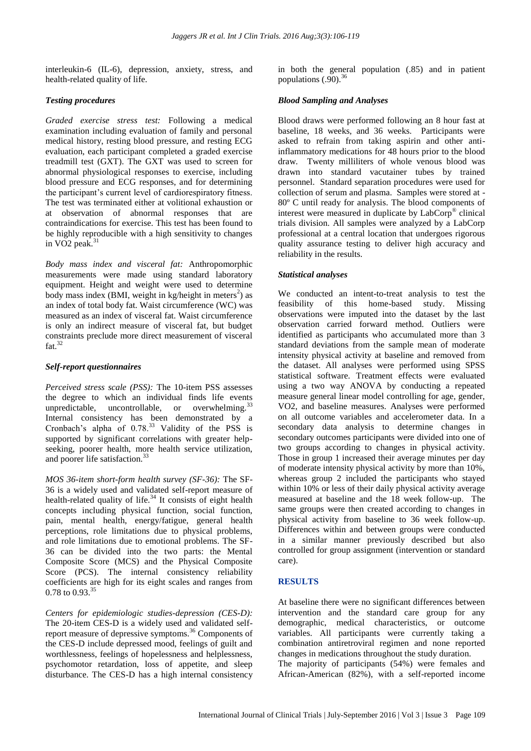interleukin-6 (IL-6), depression, anxiety, stress, and health-related quality of life.

### *Testing procedures*

*Graded exercise stress test:* Following a medical examination including evaluation of family and personal medical history, resting blood pressure, and resting ECG evaluation, each participant completed a graded exercise treadmill test (GXT). The GXT was used to screen for abnormal physiological responses to exercise, including blood pressure and ECG responses, and for determining the participant's current level of cardiorespiratory fitness. The test was terminated either at volitional exhaustion or at observation of abnormal responses that are contraindications for exercise. This test has been found to be highly reproducible with a high sensitivity to changes in VO2 peak.[31]

*Body mass index and visceral fat:* Anthropomorphic measurements were made using standard laboratory equipment. Height and weight were used to determine body mass index (BMI, weight in kg/height in meters$^2$) as an index of total body fat. Waist circumference (WC) was measured as an index of visceral fat. Waist circumference is only an indirect measure of visceral fat, but budget constraints preclude more direct measurement of visceral fat.[32]

### *Self-report questionnaires*

*Perceived stress scale (PSS):* The 10-item PSS assesses the degree to which an individual finds life events unpredictable, uncontrollable, or overwhelming.[33] Internal consistency has been demonstrated by a Cronbach's alpha of 0.78.[33] Validity of the PSS is supported by significant correlations with greater help-seeking, poorer health, more health service utilization, and poorer life satisfaction.[33]

*MOS 36-item short-form health survey (SF-36):* The SF-36 is a widely used and validated self-report measure of health-related quality of life.[34] It consists of eight health concepts including physical function, social function, pain, mental health, energy/fatigue, general health perceptions, role limitations due to physical problems, and role limitations due to emotional problems. The SF-36 can be divided into the two parts: the Mental Composite Score (MCS) and the Physical Composite Score (PCS). The internal consistency reliability coefficients are high for its eight scales and ranges from 0.78 to 0.93.[35]

*Centers for epidemiologic studies-depression (CES-D):* The 20-item CES-D is a widely used and validated self-report measure of depressive symptoms.[36] Components of the CES-D include depressed mood, feelings of guilt and worthlessness, feelings of hopelessness and helplessness, psychomotor retardation, loss of appetite, and sleep disturbance. The CES-D has a high internal consistency in both the general population (.85) and in patient populations (.90).[36]

### *Blood Sampling and Analyses*

Blood draws were performed following an 8 hour fast at baseline, 18 weeks, and 36 weeks. Participants were asked to refrain from taking aspirin and other anti-inflammatory medications for 48 hours prior to the blood draw. Twenty milliliters of whole venous blood was drawn into standard vacutainer tubes by trained personnel. Standard separation procedures were used for collection of serum and plasma. Samples were stored at -80º C until ready for analysis. The blood components of interest were measured in duplicate by LabCorp® clinical trials division. All samples were analyzed by a LabCorp professional at a central location that undergoes rigorous quality assurance testing to deliver high accuracy and reliability in the results.

### *Statistical analyses*

We conducted an intent-to-treat analysis to test the feasibility of this home-based study. Missing observations were imputed into the dataset by the last observation carried forward method. Outliers were identified as participants who accumulated more than 3 standard deviations from the sample mean of moderate intensity physical activity at baseline and removed from the dataset. All analyses were performed using SPSS statistical software. Treatment effects were evaluated using a two way ANOVA by conducting a repeated measure general linear model controlling for age, gender, VO2, and baseline measures. Analyses were performed on all outcome variables and accelerometer data. In a secondary data analysis to determine changes in secondary outcomes participants were divided into one of two groups according to changes in physical activity. Those in group 1 increased their average minutes per day of moderate intensity physical activity by more than 10%, whereas group 2 included the participants who stayed within 10% or less of their daily physical activity average measured at baseline and the 18 week follow-up. The same groups were then created according to changes in physical activity from baseline to 36 week follow-up. Differences within and between groups were conducted in a similar manner previously described but also controlled for group assignment (intervention or standard care).

## RESULTS

At baseline there were no significant differences between intervention and the standard care group for any demographic, medical characteristics, or outcome variables. All participants were currently taking a combination antiretroviral regimen and none reported changes in medications throughout the study duration.

The majority of participants (54%) were females and African-American (82%), with a self-reported income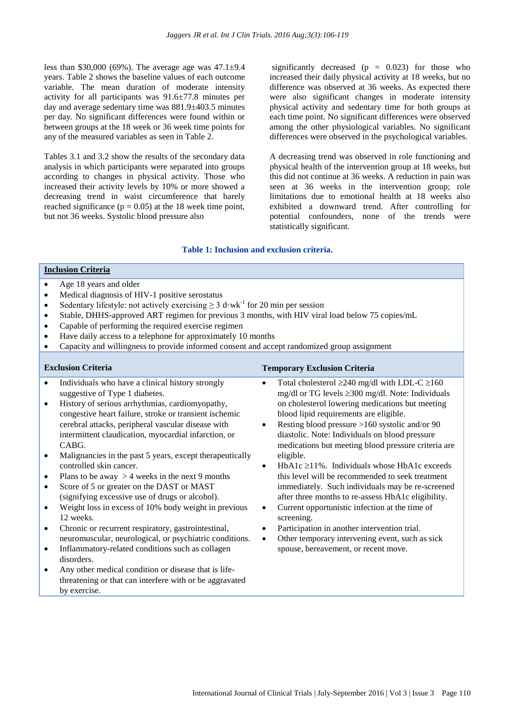less than $30,000 (69%). The average age was 47.1±9.4 years. Table 2 shows the baseline values of each outcome variable. The mean duration of moderate intensity activity for all participants was 91.6±77.8 minutes per day and average sedentary time was 881.9±403.5 minutes per day. No significant differences were found within or between groups at the 18 week or 36 week time points for any of the measured variables as seen in Table 2.

Tables 3.1 and 3.2 show the results of the secondary data analysis in which participants were separated into groups according to changes in physical activity. Those who increased their activity levels by 10% or more showed a decreasing trend in waist circumference that barely reached significance ($p = 0.05$) at the 18 week time point, but not 36 weeks. Systolic blood pressure also significantly decreased ($p = 0.023$) for those who increased their daily physical activity at 18 weeks, but no difference was observed at 36 weeks. As expected there were also significant changes in moderate intensity physical activity and sedentary time for both groups at each time point. No significant differences were observed among the other physiological variables. No significant differences were observed in the psychological variables.

A decreasing trend was observed in role functioning and physical health of the intervention group at 18 weeks, but this did not continue at 36 weeks. A reduction in pain was seen at 36 weeks in the intervention group; role limitations due to emotional health at 18 weeks also exhibited a downward trend. After controlling for potential confounders, none of the trends were statistically significant.

**Table 1: Inclusion and exclusion criteria.**

**Inclusion Criteria**

- Age 18 years and older
- Medical diagnosis of HIV-1 positive serostatus
- Sedentary lifestyle: not actively exercising ≥ 3 $d \cdot wk^{-1}$ for 20 min per session
- Stable, DHHS-approved ART regimen for previous 3 months, with HIV viral load below 75 copies/mL
- Capable of performing the required exercise regimen
- Have daily access to a telephone for approximately 10 months
- Capacity and willingness to provide informed consent and accept randomized group assignment

**Exclusion Criteria**

- Individuals who have a clinical history strongly suggestive of Type 1 diabetes.
- History of serious arrhythmias, cardiomyopathy, congestive heart failure, stroke or transient ischemic cerebral attacks, peripheral vascular disease with intermittent claudication, myocardial infarction, or CABG.
- Malignancies in the past 5 years, except therapeutically controlled skin cancer.
- Plans to be away > 4 weeks in the next 9 months
- Score of 5 or greater on the DAST or MAST (signifying excessive use of drugs or alcohol).
- Weight loss in excess of 10% body weight in previous 12 weeks.
- Chronic or recurrent respiratory, gastrointestinal, neuromuscular, neurological, or psychiatric conditions.
- Inflammatory-related conditions such as collagen disorders.
- Any other medical condition or disease that is life-threatening or that can interfere with or be aggravated by exercise.

**Temporary Exclusion Criteria**

- Total cholesterol ≥240 mg/dl with LDL-C ≥160 mg/dl or TG levels ≥300 mg/dl. Note: Individuals on cholesterol lowering medications but meeting blood lipid requirements are eligible.
- Resting blood pressure >160 systolic and/or 90 diastolic. Note: Individuals on blood pressure medications but meeting blood pressure criteria are eligible.
- HbA1c ≥11%. Individuals whose HbA1c exceeds this level will be recommended to seek treatment immediately. Such individuals may be re-screened after three months to re-assess HbA1c eligibility.
- Current opportunistic infection at the time of screening.
- Participation in another intervention trial.
- Other temporary intervening event, such as sick spouse, bereavement, or recent move.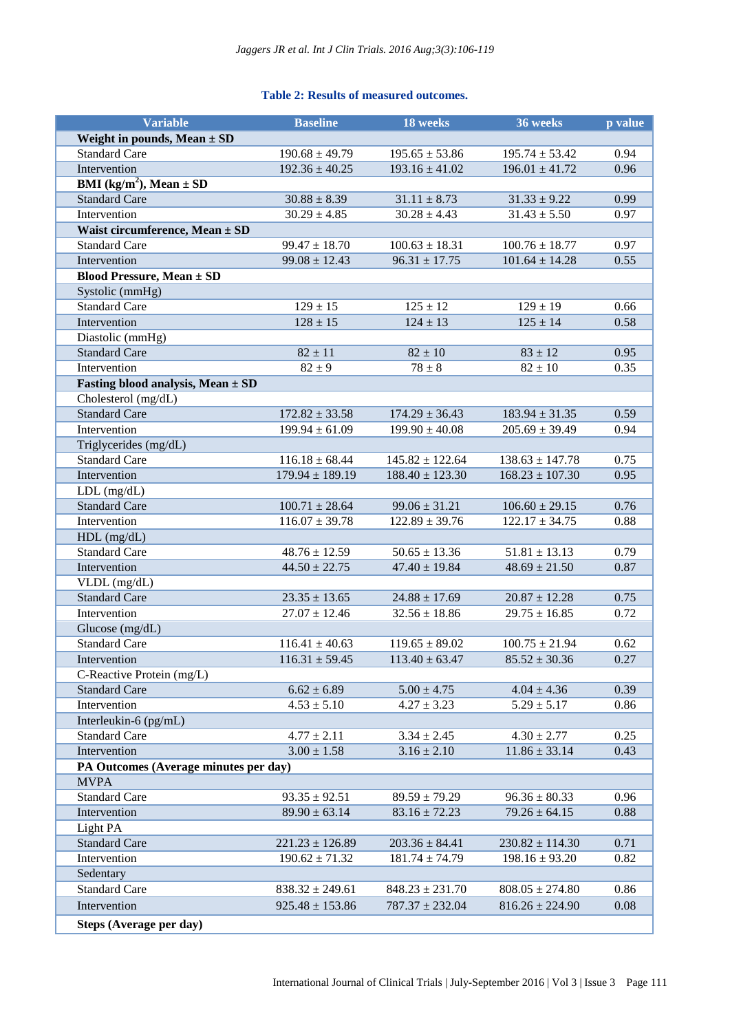**Table 2: Results of measured outcomes.**

| Variable | Baseline | 18 weeks | 36 weeks | p value |
|---|---|---|---|---|
| **Weight in pounds, Mean ± SD** | | | | |
| Standard Care | 190.68 ± 49.79 | 195.65 ± 53.86 | 195.74 ± 53.42 | 0.94 |
| Intervention | 192.36 ± 40.25 | 193.16 ± 41.02 | 196.01 ± 41.72 | 0.96 |
| **BMI ($kg/m^2$), Mean ± SD** | | | | |
| Standard Care | 30.88 ± 8.39 | 31.11 ± 8.73 | 31.33 ± 9.22 | 0.99 |
| Intervention | 30.29 ± 4.85 | 30.28 ± 4.43 | 31.43 ± 5.50 | 0.97 |
| **Waist circumference, Mean ± SD** | | | | |
| Standard Care | 99.47 ± 18.70 | 100.63 ± 18.31 | 100.76 ± 18.77 | 0.97 |
| Intervention | 99.08 ± 12.43 | 96.31 ± 17.75 | 101.64 ± 14.28 | 0.55 |
| **Blood Pressure, Mean ± SD** | | | | |
| Systolic (mmHg) | | | | |
| Standard Care | 129 ± 15 | 125 ± 12 | 129 ± 19 | 0.66 |
| Intervention | 128 ± 15 | 124 ± 13 | 125 ± 14 | 0.58 |
| Diastolic (mmHg) | | | | |
| Standard Care | 82 ± 11 | 82 ± 10 | 83 ± 12 | 0.95 |
| Intervention | 82 ± 9 | 78 ± 8 | 82 ± 10 | 0.35 |
| **Fasting blood analysis, Mean ± SD** | | | | |
| Cholesterol (mg/dL) | | | | |
| Standard Care | 172.82 ± 33.58 | 174.29 ± 36.43 | 183.94 ± 31.35 | 0.59 |
| Intervention | 199.94 ± 61.09 | 199.90 ± 40.08 | 205.69 ± 39.49 | 0.94 |
| Triglycerides (mg/dL) | | | | |
| Standard Care | 116.18 ± 68.44 | 145.82 ± 122.64 | 138.63 ± 147.78 | 0.75 |
| Intervention | 179.94 ± 189.19 | 188.40 ± 123.30 | 168.23 ± 107.30 | 0.95 |
| LDL (mg/dL) | | | | |
| Standard Care | 100.71 ± 28.64 | 99.06 ± 31.21 | 106.60 ± 29.15 | 0.76 |
| Intervention | 116.07 ± 39.78 | 122.89 ± 39.76 | 122.17 ± 34.75 | 0.88 |
| HDL (mg/dL) | | | | |
| Standard Care | 48.76 ± 12.59 | 50.65 ± 13.36 | 51.81 ± 13.13 | 0.79 |
| Intervention | 44.50 ± 22.75 | 47.40 ± 19.84 | 48.69 ± 21.50 | 0.87 |
| VLDL (mg/dL) | | | | |
| Standard Care | 23.35 ± 13.65 | 24.88 ± 17.69 | 20.87 ± 12.28 | 0.75 |
| Intervention | 27.07 ± 12.46 | 32.56 ± 18.86 | 29.75 ± 16.85 | 0.72 |
| Glucose (mg/dL) | | | | |
| Standard Care | 116.41 ± 40.63 | 119.65 ± 89.02 | 100.75 ± 21.94 | 0.62 |
| Intervention | 116.31 ± 59.45 | 113.40 ± 63.47 | 85.52 ± 30.36 | 0.27 |
| C-Reactive Protein (mg/L) | | | | |
| Standard Care | 6.62 ± 6.89 | 5.00 ± 4.75 | 4.04 ± 4.36 | 0.39 |
| Intervention | 4.53 ± 5.10 | 4.27 ± 3.23 | 5.29 ± 5.17 | 0.86 |
| Interleukin-6 (pg/mL) | | | | |
| Standard Care | 4.77 ± 2.11 | 3.34 ± 2.45 | 4.30 ± 2.77 | 0.25 |
| Intervention | 3.00 ± 1.58 | 3.16 ± 2.10 | 11.86 ± 33.14 | 0.43 |
| **PA Outcomes (Average minutes per day)** | | | | |
| MVPA | | | | |
| Standard Care | 93.35 ± 92.51 | 89.59 ± 79.29 | 96.36 ± 80.33 | 0.96 |
| Intervention | 89.90 ± 63.14 | 83.16 ± 72.23 | 79.26 ± 64.15 | 0.88 |
| Light PA | | | | |
| Standard Care | 221.23 ± 126.89 | 203.36 ± 84.41 | 230.82 ± 114.30 | 0.71 |
| Intervention | 190.62 ± 71.32 | 181.74 ± 74.79 | 198.16 ± 93.20 | 0.82 |
| Sedentary | | | | |
| Standard Care | 838.32 ± 249.61 | 848.23 ± 231.70 | 808.05 ± 274.80 | 0.86 |
| Intervention | 925.48 ± 153.86 | 787.37 ± 232.04 | 816.26 ± 224.90 | 0.08 |
| **Steps (Average per day)** | | | | |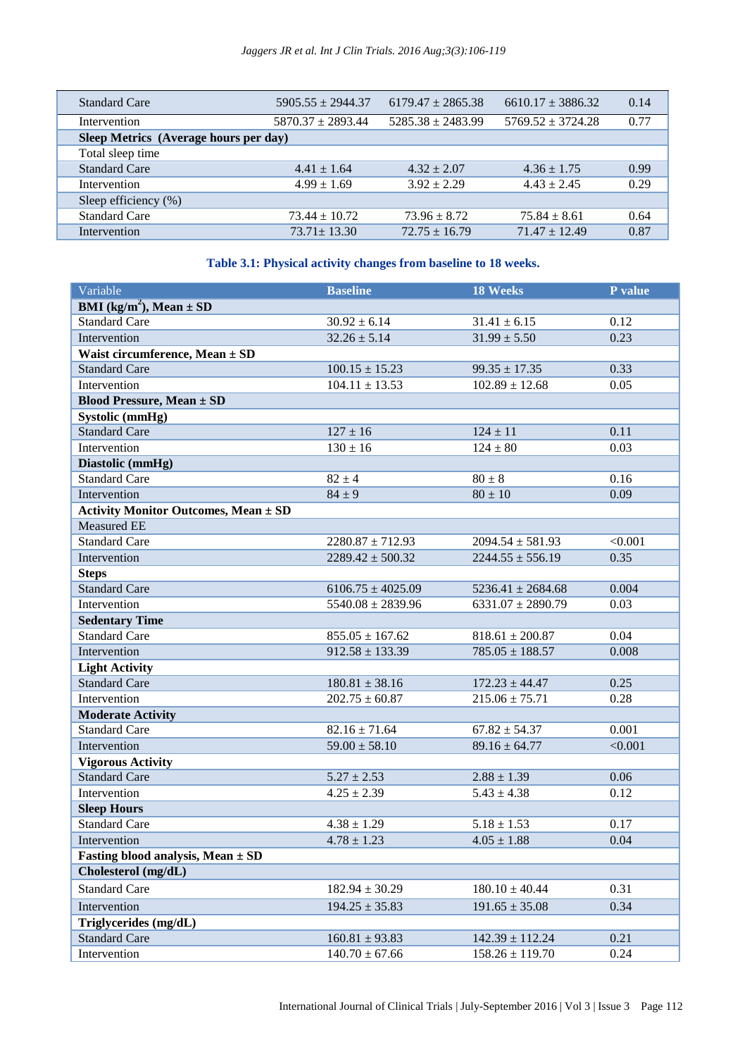| | | | | |
|---|---|---|---|---|
| Standard Care | 5905.55 ± 2944.37 | 6179.47 ± 2865.38 | 6610.17 ± 3886.32 | 0.14 |
| Intervention | 5870.37 ± 2893.44 | 5285.38 ± 2483.99 | 5769.52 ± 3724.28 | 0.77 |
| **Sleep Metrics (Average hours per day)** | | | | |
| Total sleep time | | | | |
| Standard Care | 4.41 ± 1.64 | 4.32 ± 2.07 | 4.36 ± 1.75 | 0.99 |
| Intervention | 4.99 ± 1.69 | 3.92 ± 2.29 | 4.43 ± 2.45 | 0.29 |
| Sleep efficiency (%) | | | | |
| Standard Care | 73.44 ± 10.72 | 73.96 ± 8.72 | 75.84 ± 8.61 | 0.64 |
| Intervention | 73.71± 13.30 | 72.75 ± 16.79 | 71.47 ± 12.49 | 0.87 |

**Table 3.1: Physical activity changes from baseline to 18 weeks.**

| Variable | Baseline | 18 Weeks | P value |
|---|---|---|---|
| **BMI (kg/m$^2$), Mean ± SD** | | | |
| Standard Care | 30.92 ± 6.14 | 31.41 ± 6.15 | 0.12 |
| Intervention | 32.26 ± 5.14 | 31.99 ± 5.50 | 0.23 |
| **Waist circumference, Mean ± SD** | | | |
| Standard Care | 100.15 ± 15.23 | 99.35 ± 17.35 | 0.33 |
| Intervention | 104.11 ± 13.53 | 102.89 ± 12.68 | 0.05 |
| **Blood Pressure, Mean ± SD** | | | |
| **Systolic (mmHg)** | | | |
| Standard Care | 127 ± 16 | 124 ± 11 | 0.11 |
| Intervention | 130 ± 16 | 124 ± 80 | 0.03 |
| **Diastolic (mmHg)** | | | |
| Standard Care | 82 ± 4 | 80 ± 8 | 0.16 |
| Intervention | 84 ± 9 | 80 ± 10 | 0.09 |
| **Activity Monitor Outcomes, Mean ± SD** | | | |
| Measured EE | | | |
| Standard Care | 2280.87 ± 712.93 | 2094.54 ± 581.93 | <0.001 |
| Intervention | 2289.42 ± 500.32 | 2244.55 ± 556.19 | 0.35 |
| **Steps** | | | |
| Standard Care | 6106.75 ± 4025.09 | 5236.41 ± 2684.68 | 0.004 |
| Intervention | 5540.08 ± 2839.96 | 6331.07 ± 2890.79 | 0.03 |
| **Sedentary Time** | | | |
| Standard Care | 855.05 ± 167.62 | 818.61 ± 200.87 | 0.04 |
| Intervention | 912.58 ± 133.39 | 785.05 ± 188.57 | 0.008 |
| **Light Activity** | | | |
| Standard Care | 180.81 ± 38.16 | 172.23 ± 44.47 | 0.25 |
| Intervention | 202.75 ± 60.87 | 215.06 ± 75.71 | 0.28 |
| **Moderate Activity** | | | |
| Standard Care | 82.16 ± 71.64 | 67.82 ± 54.37 | 0.001 |
| Intervention | 59.00 ± 58.10 | 89.16 ± 64.77 | <0.001 |
| **Vigorous Activity** | | | |
| Standard Care | 5.27 ± 2.53 | 2.88 ± 1.39 | 0.06 |
| Intervention | 4.25 ± 2.39 | 5.43 ± 4.38 | 0.12 |
| **Sleep Hours** | | | |
| Standard Care | 4.38 ± 1.29 | 5.18 ± 1.53 | 0.17 |
| Intervention | 4.78 ± 1.23 | 4.05 ± 1.88 | 0.04 |
| **Fasting blood analysis, Mean ± SD** | | | |
| **Cholesterol (mg/dL)** | | | |
| Standard Care | 182.94 ± 30.29 | 180.10 ± 40.44 | 0.31 |
| Intervention | 194.25 ± 35.83 | 191.65 ± 35.08 | 0.34 |
| **Triglycerides (mg/dL)** | | | |
| Standard Care | 160.81 ± 93.83 | 142.39 ± 112.24 | 0.21 |
| Intervention | 140.70 ± 67.66 | 158.26 ± 119.70 | 0.24 |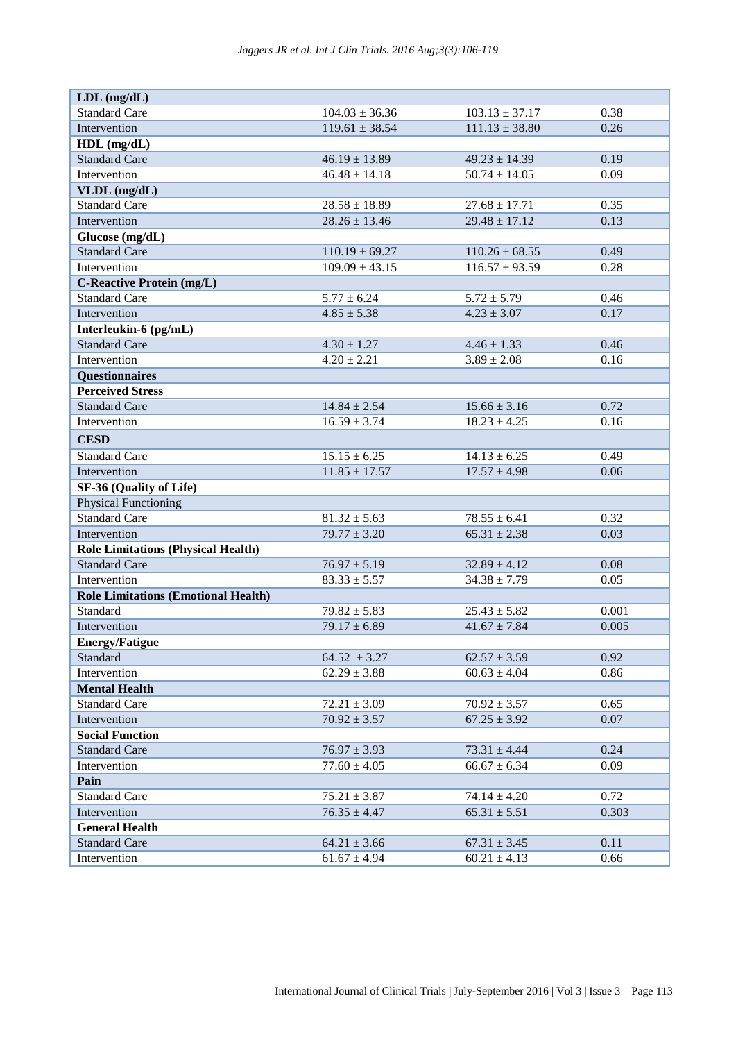| | | | |
|---|---|---|---|
| **LDL (mg/dL)** | | | |
| Standard Care | 104.03 ± 36.36 | 103.13 ± 37.17 | 0.38 |
| Intervention | 119.61 ± 38.54 | 111.13 ± 38.80 | 0.26 |
| **HDL (mg/dL)** | | | |
| Standard Care | 46.19 ± 13.89 | 49.23 ± 14.39 | 0.19 |
| Intervention | 46.48 ± 14.18 | 50.74 ± 14.05 | 0.09 |
| **VLDL (mg/dL)** | | | |
| Standard Care | 28.58 ± 18.89 | 27.68 ± 17.71 | 0.35 |
| Intervention | 28.26 ± 13.46 | 29.48 ± 17.12 | 0.13 |
| **Glucose (mg/dL)** | | | |
| Standard Care | 110.19 ± 69.27 | 110.26 ± 68.55 | 0.49 |
| Intervention | 109.09 ± 43.15 | 116.57 ± 93.59 | 0.28 |
| **C-Reactive Protein (mg/L)** | | | |
| Standard Care | 5.77 ± 6.24 | 5.72 ± 5.79 | 0.46 |
| Intervention | 4.85 ± 5.38 | 4.23 ± 3.07 | 0.17 |
| **Interleukin-6 (pg/mL)** | | | |
| Standard Care | 4.30 ± 1.27 | 4.46 ± 1.33 | 0.46 |
| Intervention | 4.20 ± 2.21 | 3.89 ± 2.08 | 0.16 |
| **Questionnaires** | | | |
| **Perceived Stress** | | | |
| Standard Care | 14.84 ± 2.54 | 15.66 ± 3.16 | 0.72 |
| Intervention | 16.59 ± 3.74 | 18.23 ± 4.25 | 0.16 |
| **CESD** | | | |
| Standard Care | 15.15 ± 6.25 | 14.13 ± 6.25 | 0.49 |
| Intervention | 11.85 ± 17.57 | 17.57 ± 4.98 | 0.06 |
| **SF-36 (Quality of Life)** | | | |
| Physical Functioning | | | |
| Standard Care | 81.32 ± 5.63 | 78.55 ± 6.41 | 0.32 |
| Intervention | 79.77 ± 3.20 | 65.31 ± 2.38 | 0.03 |
| **Role Limitations (Physical Health)** | | | |
| Standard Care | 76.97 ± 5.19 | 32.89 ± 4.12 | 0.08 |
| Intervention | 83.33 ± 5.57 | 34.38 ± 7.79 | 0.05 |
| **Role Limitations (Emotional Health)** | | | |
| Standard | 79.82 ± 5.83 | 25.43 ± 5.82 | 0.001 |
| Intervention | 79.17 ± 6.89 | 41.67 ± 7.84 | 0.005 |
| **Energy/Fatigue** | | | |
| Standard | 64.52 ± 3.27 | 62.57 ± 3.59 | 0.92 |
| Intervention | 62.29 ± 3.88 | 60.63 ± 4.04 | 0.86 |
| **Mental Health** | | | |
| Standard Care | 72.21 ± 3.09 | 70.92 ± 3.57 | 0.65 |
| Intervention | 70.92 ± 3.57 | 67.25 ± 3.92 | 0.07 |
| **Social Function** | | | |
| Standard Care | 76.97 ± 3.93 | 73.31 ± 4.44 | 0.24 |
| Intervention | 77.60 ± 4.05 | 66.67 ± 6.34 | 0.09 |
| **Pain** | | | |
| Standard Care | 75.21 ± 3.87 | 74.14 ± 4.20 | 0.72 |
| Intervention | 76.35 ± 4.47 | 65.31 ± 5.51 | 0.303 |
| **General Health** | | | |
| Standard Care | 64.21 ± 3.66 | 67.31 ± 3.45 | 0.11 |
| Intervention | 61.67 ± 4.94 | 60.21 ± 4.13 | 0.66 |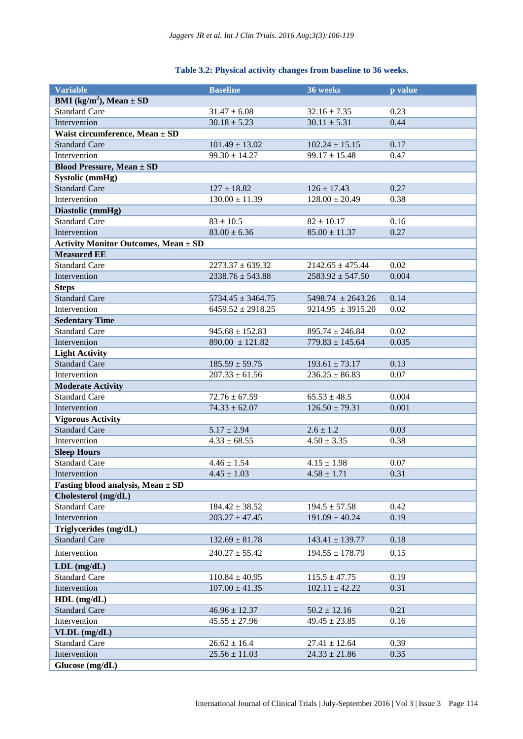**Table 3.2: Physical activity changes from baseline to 36 weeks.**

| Variable | Baseline | 36 weeks | p value |
|---|---|---|---|
| **BMI (kg/m$^2$), Mean ± SD** | | | |
| Standard Care | 31.47 ± 6.08 | 32.16 ± 7.35 | 0.23 |
| Intervention | 30.18 ± 5.23 | 30.11 ± 5.31 | 0.44 |
| **Waist circumference, Mean ± SD** | | | |
| Standard Care | 101.49 ± 13.02 | 102.24 ± 15.15 | 0.17 |
| Intervention | 99.30 ± 14.27 | 99.17 ± 15.48 | 0.47 |
| **Blood Pressure, Mean ± SD** | | | |
| **Systolic (mmHg)** | | | |
| Standard Care | 127 ± 18.82 | 126 ± 17.43 | 0.27 |
| Intervention | 130.00 ± 11.39 | 128.00 ± 20.49 | 0.38 |
| **Diastolic (mmHg)** | | | |
| Standard Care | 83 ± 10.5 | 82 ± 10.17 | 0.16 |
| Intervention | 83.00 ± 6.36 | 85.00 ± 11.37 | 0.27 |
| **Activity Monitor Outcomes, Mean ± SD** | | | |
| **Measured EE** | | | |
| Standard Care | 2273.37 ± 639.32 | 2142.65 ± 475.44 | 0.02 |
| Intervention | 2338.76 ± 543.88 | 2583.92 ± 547.50 | 0.004 |
| **Steps** | | | |
| Standard Care | 5734.45 ± 3464.75 | 5498.74 ± 2643.26 | 0.14 |
| Intervention | 6459.52 ± 2918.25 | 9214.95 ± 3915.20 | 0.02 |
| **Sedentary Time** | | | |
| Standard Care | 945.68 ± 152.83 | 895.74 ± 246.84 | 0.02 |
| Intervention | 890.00 ± 121.82 | 779.83 ± 145.64 | 0.035 |
| **Light Activity** | | | |
| Standard Care | 185.59 ± 59.75 | 193.61 ± 73.17 | 0.13 |
| Intervention | 207.33 ± 61.56 | 236.25 ± 86.83 | 0.07 |
| **Moderate Activity** | | | |
| Standard Care | 72.76 ± 67.59 | 65.53 ± 48.5 | 0.004 |
| Intervention | 74.33 ± 62.07 | 126.50 ± 79.31 | 0.001 |
| **Vigorous Activity** | | | |
| Standard Care | 5.17 ± 2.94 | 2.6 ± 1.2 | 0.03 |
| Intervention | 4.33 ± 68.55 | 4.50 ± 3.35 | 0.38 |
| **Sleep Hours** | | | |
| Standard Care | 4.46 ± 1.54 | 4.15 ± 1.98 | 0.07 |
| Intervention | 4.45 ± 1.03 | 4.58 ± 1.71 | 0.31 |
| **Fasting blood analysis, Mean ± SD** | | | |
| **Cholesterol (mg/dL)** | | | |
| Standard Care | 184.42 ± 38.52 | 194.5 ± 57.58 | 0.42 |
| Intervention | 203.27 ± 47.45 | 191.09 ± 40.24 | 0.19 |
| **Triglycerides (mg/dL)** | | | |
| Standard Care | 132.69 ± 81.78 | 143.41 ± 139.77 | 0.18 |
| Intervention | 240.27 ± 55.42 | 194.55 ± 178.79 | 0.15 |
| **LDL (mg/dL)** | | | |
| Standard Care | 110.84 ± 40.95 | 115.5 ± 47.75 | 0.19 |
| Intervention | 107.00 ± 41.35 | 102.11 ± 42.22 | 0.31 |
| **HDL (mg/dL)** | | | |
| Standard Care | 46.96 ± 12.37 | 50.2 ± 12.16 | 0.21 |
| Intervention | 45.55 ± 27.96 | 49.45 ± 23.85 | 0.16 |
| **VLDL (mg/dL)** | | | |
| Standard Care | 26.62 ± 16.4 | 27.41 ± 12.64 | 0.39 |
| Intervention | 25.56 ± 11.03 | 24.33 ± 21.86 | 0.35 |
| **Glucose (mg/dL)** | | | |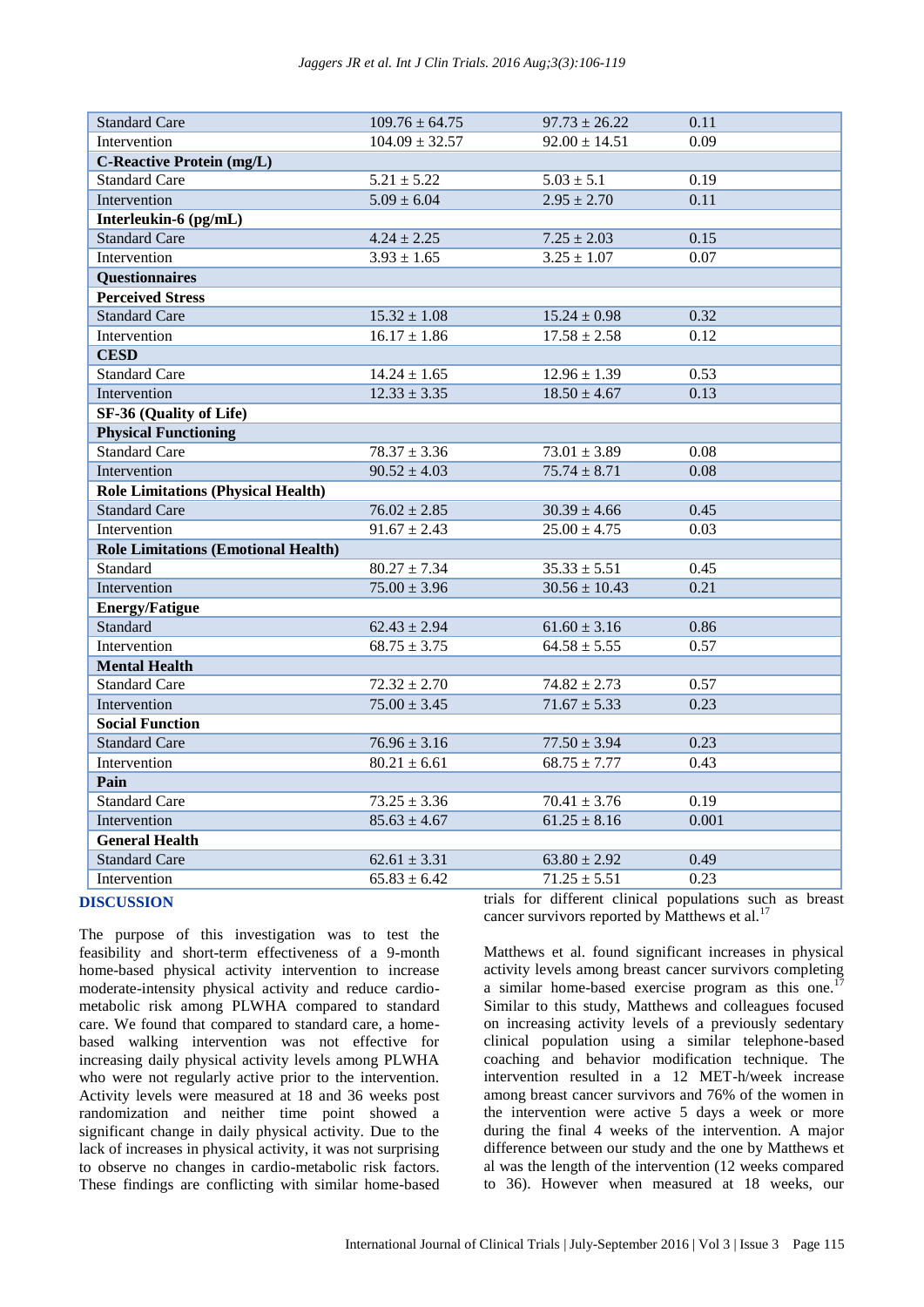| | | | |
|---|---|---|---|
| Standard Care | 109.76 ± 64.75 | 97.73 ± 26.22 | 0.11 |
| Intervention | 104.09 ± 32.57 | 92.00 ± 14.51 | 0.09 |
| **C-Reactive Protein (mg/L)** | | | |
| Standard Care | 5.21 ± 5.22 | 5.03 ± 5.1 | 0.19 |
| Intervention | 5.09 ± 6.04 | 2.95 ± 2.70 | 0.11 |
| **Interleukin-6 (pg/mL)** | | | |
| Standard Care | 4.24 ± 2.25 | 7.25 ± 2.03 | 0.15 |
| Intervention | 3.93 ± 1.65 | 3.25 ± 1.07 | 0.07 |
| **Questionnaires** | | | |
| **Perceived Stress** | | | |
| Standard Care | 15.32 ± 1.08 | 15.24 ± 0.98 | 0.32 |
| Intervention | 16.17 ± 1.86 | 17.58 ± 2.58 | 0.12 |
| **CESD** | | | |
| Standard Care | 14.24 ± 1.65 | 12.96 ± 1.39 | 0.53 |
| Intervention | 12.33 ± 3.35 | 18.50 ± 4.67 | 0.13 |
| **SF-36 (Quality of Life)** | | | |
| **Physical Functioning** | | | |
| Standard Care | 78.37 ± 3.36 | 73.01 ± 3.89 | 0.08 |
| Intervention | 90.52 ± 4.03 | 75.74 ± 8.71 | 0.08 |
| **Role Limitations (Physical Health)** | | | |
| Standard Care | 76.02 ± 2.85 | 30.39 ± 4.66 | 0.45 |
| Intervention | 91.67 ± 2.43 | 25.00 ± 4.75 | 0.03 |
| **Role Limitations (Emotional Health)** | | | |
| Standard | 80.27 ± 7.34 | 35.33 ± 5.51 | 0.45 |
| Intervention | 75.00 ± 3.96 | 30.56 ± 10.43 | 0.21 |
| **Energy/Fatigue** | | | |
| Standard | 62.43 ± 2.94 | 61.60 ± 3.16 | 0.86 |
| Intervention | 68.75 ± 3.75 | 64.58 ± 5.55 | 0.57 |
| **Mental Health** | | | |
| Standard Care | 72.32 ± 2.70 | 74.82 ± 2.73 | 0.57 |
| Intervention | 75.00 ± 3.45 | 71.67 ± 5.33 | 0.23 |
| **Social Function** | | | |
| Standard Care | 76.96 ± 3.16 | 77.50 ± 3.94 | 0.23 |
| Intervention | 80.21 ± 6.61 | 68.75 ± 7.77 | 0.43 |
| **Pain** | | | |
| Standard Care | 73.25 ± 3.36 | 70.41 ± 3.76 | 0.19 |
| Intervention | 85.63 ± 4.67 | 61.25 ± 8.16 | 0.001 |
| **General Health** | | | |
| Standard Care | 62.61 ± 3.31 | 63.80 ± 2.92 | 0.49 |
| Intervention | 65.83 ± 6.42 | 71.25 ± 5.51 | 0.23 |

## DISCUSSION

The purpose of this investigation was to test the feasibility and short-term effectiveness of a 9-month home-based physical activity intervention to increase moderate-intensity physical activity and reduce cardio-metabolic risk among PLWHA compared to standard care. We found that compared to standard care, a home-based walking intervention was not effective for increasing daily physical activity levels among PLWHA who were not regularly active prior to the intervention. Activity levels were measured at 18 and 36 weeks post randomization and neither time point showed a significant change in daily physical activity. Due to the lack of increases in physical activity, it was not surprising to observe no changes in cardio-metabolic risk factors. These findings are conflicting with similar home-based trials for different clinical populations such as breast cancer survivors reported by Matthews et al.[17]

Matthews et al. found significant increases in physical activity levels among breast cancer survivors completing a similar home-based exercise program as this one.[17] Similar to this study, Matthews and colleagues focused on increasing activity levels of a previously sedentary clinical population using a similar telephone-based coaching and behavior modification technique. The intervention resulted in a 12 MET-h/week increase among breast cancer survivors and 76% of the women in the intervention were active 5 days a week or more during the final 4 weeks of the intervention. A major difference between our study and the one by Matthews et al was the length of the intervention (12 weeks compared to 36). However when measured at 18 weeks, our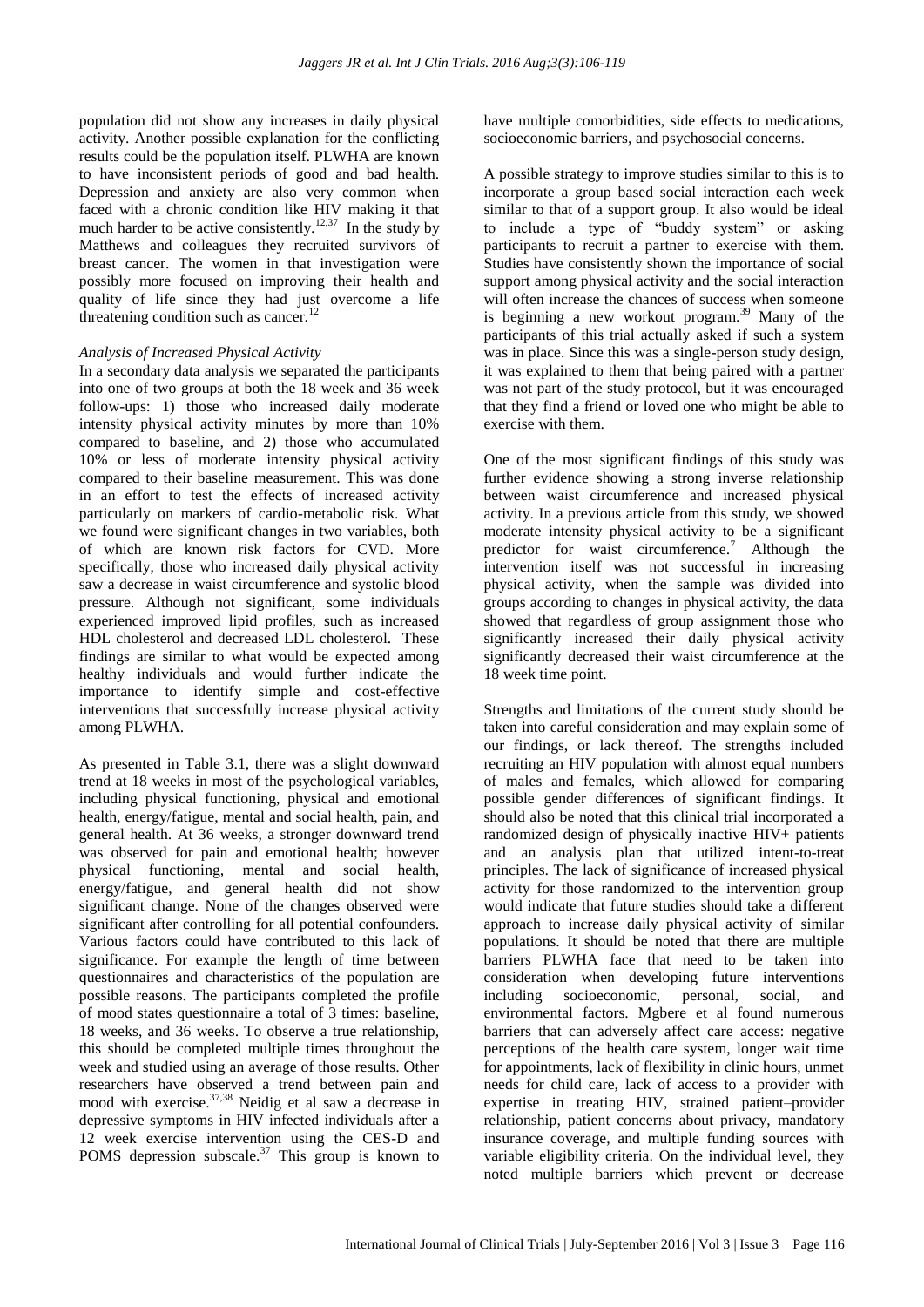population did not show any increases in daily physical activity. Another possible explanation for the conflicting results could be the population itself. PLWHA are known to have inconsistent periods of good and bad health. Depression and anxiety are also very common when faced with a chronic condition like HIV making it that much harder to be active consistently.[12,37] In the study by Matthews and colleagues they recruited survivors of breast cancer. The women in that investigation were possibly more focused on improving their health and quality of life since they had just overcome a life threatening condition such as cancer.[12]

*Analysis of Increased Physical Activity*

In a secondary data analysis we separated the participants into one of two groups at both the 18 week and 36 week follow-ups: 1) those who increased daily moderate intensity physical activity minutes by more than 10% compared to baseline, and 2) those who accumulated 10% or less of moderate intensity physical activity compared to their baseline measurement. This was done in an effort to test the effects of increased activity particularly on markers of cardio-metabolic risk. What we found were significant changes in two variables, both of which are known risk factors for CVD. More specifically, those who increased daily physical activity saw a decrease in waist circumference and systolic blood pressure. Although not significant, some individuals experienced improved lipid profiles, such as increased HDL cholesterol and decreased LDL cholesterol. These findings are similar to what would be expected among healthy individuals and would further indicate the importance to identify simple and cost-effective interventions that successfully increase physical activity among PLWHA.

As presented in Table 3.1, there was a slight downward trend at 18 weeks in most of the psychological variables, including physical functioning, physical and emotional health, energy/fatigue, mental and social health, pain, and general health. At 36 weeks, a stronger downward trend was observed for pain and emotional health; however physical functioning, mental and social health, energy/fatigue, and general health did not show significant change. None of the changes observed were significant after controlling for all potential confounders. Various factors could have contributed to this lack of significance. For example the length of time between questionnaires and characteristics of the population are possible reasons. The participants completed the profile of mood states questionnaire a total of 3 times: baseline, 18 weeks, and 36 weeks. To observe a true relationship, this should be completed multiple times throughout the week and studied using an average of those results. Other researchers have observed a trend between pain and mood with exercise.[37,38] Neidig et al saw a decrease in depressive symptoms in HIV infected individuals after a 12 week exercise intervention using the CES-D and POMS depression subscale.[37] This group is known to have multiple comorbidities, side effects to medications, socioeconomic barriers, and psychosocial concerns.

A possible strategy to improve studies similar to this is to incorporate a group based social interaction each week similar to that of a support group. It also would be ideal to include a type of "buddy system" or asking participants to recruit a partner to exercise with them. Studies have consistently shown the importance of social support among physical activity and the social interaction will often increase the chances of success when someone is beginning a new workout program.[39] Many of the participants of this trial actually asked if such a system was in place. Since this was a single-person study design, it was explained to them that being paired with a partner was not part of the study protocol, but it was encouraged that they find a friend or loved one who might be able to exercise with them.

One of the most significant findings of this study was further evidence showing a strong inverse relationship between waist circumference and increased physical activity. In a previous article from this study, we showed moderate intensity physical activity to be a significant predictor for waist circumference.[7] Although the intervention itself was not successful in increasing physical activity, when the sample was divided into groups according to changes in physical activity, the data showed that regardless of group assignment those who significantly increased their daily physical activity significantly decreased their waist circumference at the 18 week time point.

Strengths and limitations of the current study should be taken into careful consideration and may explain some of our findings, or lack thereof. The strengths included recruiting an HIV population with almost equal numbers of males and females, which allowed for comparing possible gender differences of significant findings. It should also be noted that this clinical trial incorporated a randomized design of physically inactive HIV+ patients and an analysis plan that utilized intent-to-treat principles. The lack of significance of increased physical activity for those randomized to the intervention group would indicate that future studies should take a different approach to increase daily physical activity of similar populations. It should be noted that there are multiple barriers PLWHA face that need to be taken into consideration when developing future interventions including socioeconomic, personal, social, and environmental factors. Mgbere et al found numerous barriers that can adversely affect care access: negative perceptions of the health care system, longer wait time for appointments, lack of flexibility in clinic hours, unmet needs for child care, lack of access to a provider with expertise in treating HIV, strained patient–provider relationship, patient concerns about privacy, mandatory insurance coverage, and multiple funding sources with variable eligibility criteria. On the individual level, they noted multiple barriers which prevent or decrease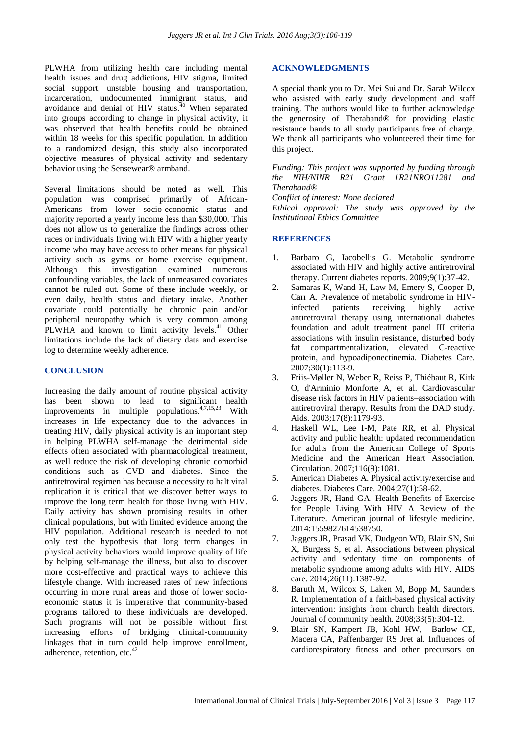PLWHA from utilizing health care including mental health issues and drug addictions, HIV stigma, limited social support, unstable housing and transportation, incarceration, undocumented immigrant status, and avoidance and denial of HIV status.[40] When separated into groups according to change in physical activity, it was observed that health benefits could be obtained within 18 weeks for this specific population. In addition to a randomized design, this study also incorporated objective measures of physical activity and sedentary behavior using the Sensewear® armband.

Several limitations should be noted as well. This population was comprised primarily of African-Americans from lower socio-economic status and majority reported a yearly income less than $30,000. This does not allow us to generalize the findings across other races or individuals living with HIV with a higher yearly income who may have access to other means for physical activity such as gyms or home exercise equipment. Although this investigation examined numerous confounding variables, the lack of unmeasured covariates cannot be ruled out. Some of these include weekly, or even daily, health status and dietary intake. Another covariate could potentially be chronic pain and/or peripheral neuropathy which is very common among PLWHA and known to limit activity levels.[41] Other limitations include the lack of dietary data and exercise log to determine weekly adherence.

## CONCLUSION

Increasing the daily amount of routine physical activity has been shown to lead to significant health improvements in multiple populations.[4,7,15,23] With increases in life expectancy due to the advances in treating HIV, daily physical activity is an important step in helping PLWHA self-manage the detrimental side effects often associated with pharmacological treatment, as well reduce the risk of developing chronic comorbid conditions such as CVD and diabetes. Since the antiretroviral regimen has because a necessity to halt viral replication it is critical that we discover better ways to improve the long term health for those living with HIV. Daily activity has shown promising results in other clinical populations, but with limited evidence among the HIV population. Additional research is needed to not only test the hypothesis that long term changes in physical activity behaviors would improve quality of life by helping self-manage the illness, but also to discover more cost-effective and practical ways to achieve this lifestyle change. With increased rates of new infections occurring in more rural areas and those of lower socio-economic status it is imperative that community-based programs tailored to these individuals are developed. Such programs will not be possible without first increasing efforts of bridging clinical-community linkages that in turn could help improve enrollment, adherence, retention, etc.[42]

## ACKNOWLEDGMENTS

A special thank you to Dr. Mei Sui and Dr. Sarah Wilcox who assisted with early study development and staff training. The authors would like to further acknowledge the generosity of Theraband® for providing elastic resistance bands to all study participants free of charge. We thank all participants who volunteered their time for this project.

*Funding: This project was supported by funding through the NIH/NINR R21 Grant 1R21NRO11281 and Theraband®*
*Conflict of interest: None declared*
*Ethical approval: The study was approved by the Institutional Ethics Committee*

## REFERENCES

1. Barbaro G, Iacobellis G. Metabolic syndrome associated with HIV and highly active antiretroviral therapy. Current diabetes reports. 2009;9(1):37-42.
2. Samaras K, Wand H, Law M, Emery S, Cooper D, Carr A. Prevalence of metabolic syndrome in HIV-infected patients receiving highly active antiretroviral therapy using international diabetes foundation and adult treatment panel III criteria associations with insulin resistance, disturbed body fat compartmentalization, elevated C-reactive protein, and hypoadiponectinemia. Diabetes Care. 2007;30(1):113-9.
3. Friis-Møller N, Weber R, Reiss P, Thiébaut R, Kirk O, d'Arminio Monforte A, et al. Cardiovascular disease risk factors in HIV patients–association with antiretroviral therapy. Results from the DAD study. Aids. 2003;17(8):1179-93.
4. Haskell WL, Lee I-M, Pate RR, et al. Physical activity and public health: updated recommendation for adults from the American College of Sports Medicine and the American Heart Association. Circulation. 2007;116(9):1081.
5. American Diabetes A. Physical activity/exercise and diabetes. Diabetes Care. 2004;27(1):58-62.
6. Jaggers JR, Hand GA. Health Benefits of Exercise for People Living With HIV A Review of the Literature. American journal of lifestyle medicine. 2014:1559827614538750.
7. Jaggers JR, Prasad VK, Dudgeon WD, Blair SN, Sui X, Burgess S, et al. Associations between physical activity and sedentary time on components of metabolic syndrome among adults with HIV. AIDS care. 2014;26(11):1387-92.
8. Baruth M, Wilcox S, Laken M, Bopp M, Saunders R. Implementation of a faith-based physical activity intervention: insights from church health directors. Journal of community health. 2008;33(5):304-12.
9. Blair SN, Kampert JB, Kohl HW, Barlow CE, Macera CA, Paffenbarger RS Jret al. Influences of cardiorespiratory fitness and other precursors on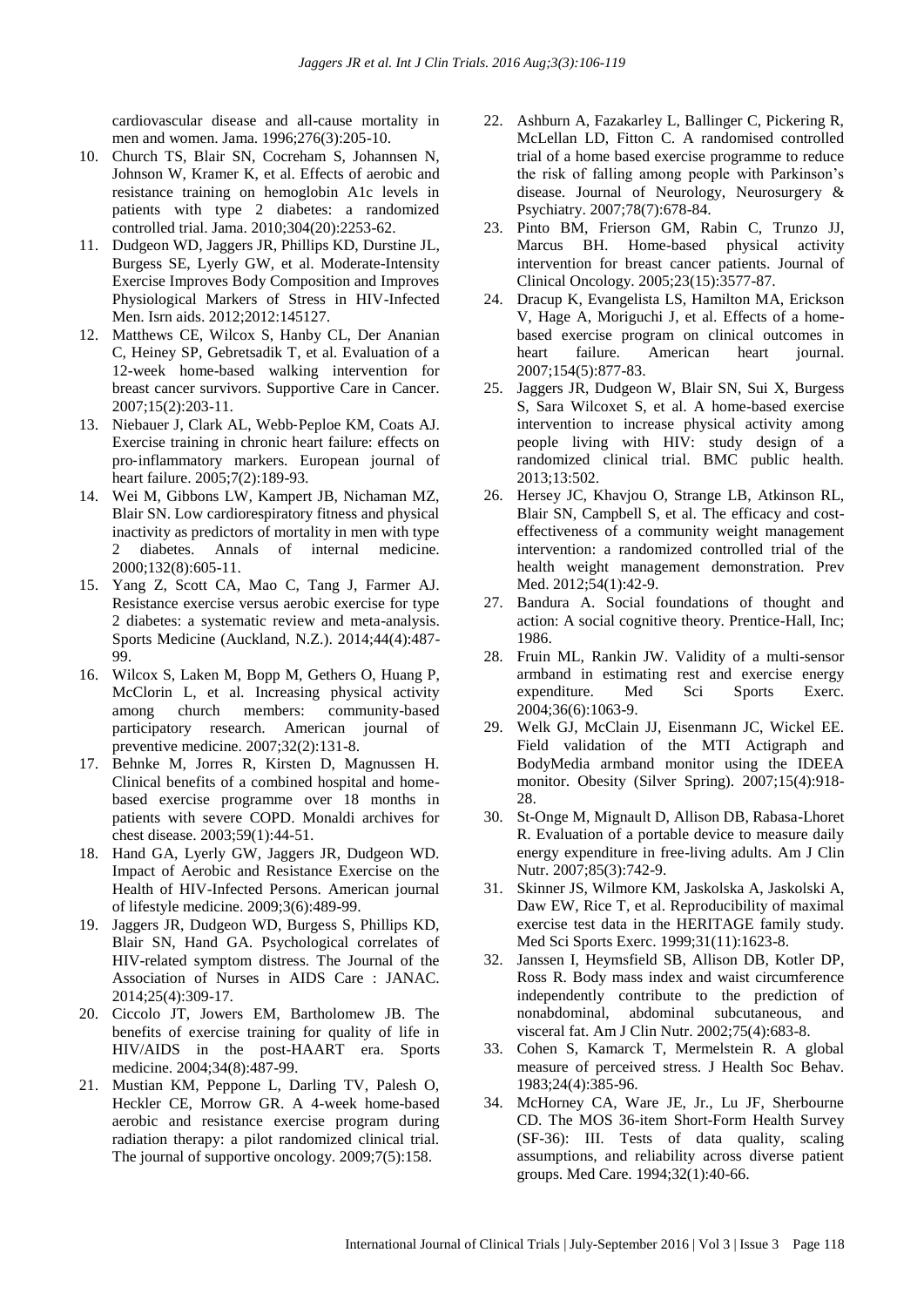cardiovascular disease and all-cause mortality in men and women. Jama. 1996;276(3):205-10.

10. Church TS, Blair SN, Cocreham S, Johannsen N, Johnson W, Kramer K, et al. Effects of aerobic and resistance training on hemoglobin A1c levels in patients with type 2 diabetes: a randomized controlled trial. Jama. 2010;304(20):2253-62.
11. Dudgeon WD, Jaggers JR, Phillips KD, Durstine JL, Burgess SE, Lyerly GW, et al. Moderate-Intensity Exercise Improves Body Composition and Improves Physiological Markers of Stress in HIV-Infected Men. Isrn aids. 2012;2012:145127.
12. Matthews CE, Wilcox S, Hanby CL, Der Ananian C, Heiney SP, Gebretsadik T, et al. Evaluation of a 12-week home-based walking intervention for breast cancer survivors. Supportive Care in Cancer. 2007;15(2):203-11.
13. Niebauer J, Clark AL, Webb‐Peploe KM, Coats AJ. Exercise training in chronic heart failure: effects on pro‐inflammatory markers. European journal of heart failure. 2005;7(2):189-93.
14. Wei M, Gibbons LW, Kampert JB, Nichaman MZ, Blair SN. Low cardiorespiratory fitness and physical inactivity as predictors of mortality in men with type 2 diabetes. Annals of internal medicine. 2000;132(8):605-11.
15. Yang Z, Scott CA, Mao C, Tang J, Farmer AJ. Resistance exercise versus aerobic exercise for type 2 diabetes: a systematic review and meta-analysis. Sports Medicine (Auckland, N.Z.). 2014;44(4):487-99.
16. Wilcox S, Laken M, Bopp M, Gethers O, Huang P, McClorin L, et al. Increasing physical activity among church members: community-based participatory research. American journal of preventive medicine. 2007;32(2):131-8.
17. Behnke M, Jorres R, Kirsten D, Magnussen H. Clinical benefits of a combined hospital and home-based exercise programme over 18 months in patients with severe COPD. Monaldi archives for chest disease. 2003;59(1):44-51.
18. Hand GA, Lyerly GW, Jaggers JR, Dudgeon WD. Impact of Aerobic and Resistance Exercise on the Health of HIV-Infected Persons. American journal of lifestyle medicine. 2009;3(6):489-99.
19. Jaggers JR, Dudgeon WD, Burgess S, Phillips KD, Blair SN, Hand GA. Psychological correlates of HIV-related symptom distress. The Journal of the Association of Nurses in AIDS Care : JANAC. 2014;25(4):309-17.
20. Ciccolo JT, Jowers EM, Bartholomew JB. The benefits of exercise training for quality of life in HIV/AIDS in the post-HAART era. Sports medicine. 2004;34(8):487-99.
21. Mustian KM, Peppone L, Darling TV, Palesh O, Heckler CE, Morrow GR. A 4-week home-based aerobic and resistance exercise program during radiation therapy: a pilot randomized clinical trial. The journal of supportive oncology. 2009;7(5):158.
22. Ashburn A, Fazakarley L, Ballinger C, Pickering R, McLellan LD, Fitton C. A randomised controlled trial of a home based exercise programme to reduce the risk of falling among people with Parkinson's disease. Journal of Neurology, Neurosurgery & Psychiatry. 2007;78(7):678-84.
23. Pinto BM, Frierson GM, Rabin C, Trunzo JJ, Marcus BH. Home-based physical activity intervention for breast cancer patients. Journal of Clinical Oncology. 2005;23(15):3577-87.
24. Dracup K, Evangelista LS, Hamilton MA, Erickson V, Hage A, Moriguchi J, et al. Effects of a home-based exercise program on clinical outcomes in heart failure. American heart journal. 2007;154(5):877-83.
25. Jaggers JR, Dudgeon W, Blair SN, Sui X, Burgess S, Sara Wilcoxet S, et al. A home-based exercise intervention to increase physical activity among people living with HIV: study design of a randomized clinical trial. BMC public health. 2013;13:502.
26. Hersey JC, Khavjou O, Strange LB, Atkinson RL, Blair SN, Campbell S, et al. The efficacy and cost-effectiveness of a community weight management intervention: a randomized controlled trial of the health weight management demonstration. Prev Med. 2012;54(1):42-9.
27. Bandura A. Social foundations of thought and action: A social cognitive theory. Prentice-Hall, Inc; 1986.
28. Fruin ML, Rankin JW. Validity of a multi-sensor armband in estimating rest and exercise energy expenditure. Med Sci Sports Exerc. 2004;36(6):1063-9.
29. Welk GJ, McClain JJ, Eisenmann JC, Wickel EE. Field validation of the MTI Actigraph and BodyMedia armband monitor using the IDEEA monitor. Obesity (Silver Spring). 2007;15(4):918-28.
30. St-Onge M, Mignault D, Allison DB, Rabasa-Lhoret R. Evaluation of a portable device to measure daily energy expenditure in free-living adults. Am J Clin Nutr. 2007;85(3):742-9.
31. Skinner JS, Wilmore KM, Jaskolska A, Jaskolski A, Daw EW, Rice T, et al. Reproducibility of maximal exercise test data in the HERITAGE family study. Med Sci Sports Exerc. 1999;31(11):1623-8.
32. Janssen I, Heymsfield SB, Allison DB, Kotler DP, Ross R. Body mass index and waist circumference independently contribute to the prediction of nonabdominal, abdominal subcutaneous, and visceral fat. Am J Clin Nutr. 2002;75(4):683-8.
33. Cohen S, Kamarck T, Mermelstein R. A global measure of perceived stress. J Health Soc Behav. 1983;24(4):385-96.
34. McHorney CA, Ware JE, Jr., Lu JF, Sherbourne CD. The MOS 36-item Short-Form Health Survey (SF-36): III. Tests of data quality, scaling assumptions, and reliability across diverse patient groups. Med Care. 1994;32(1):40-66.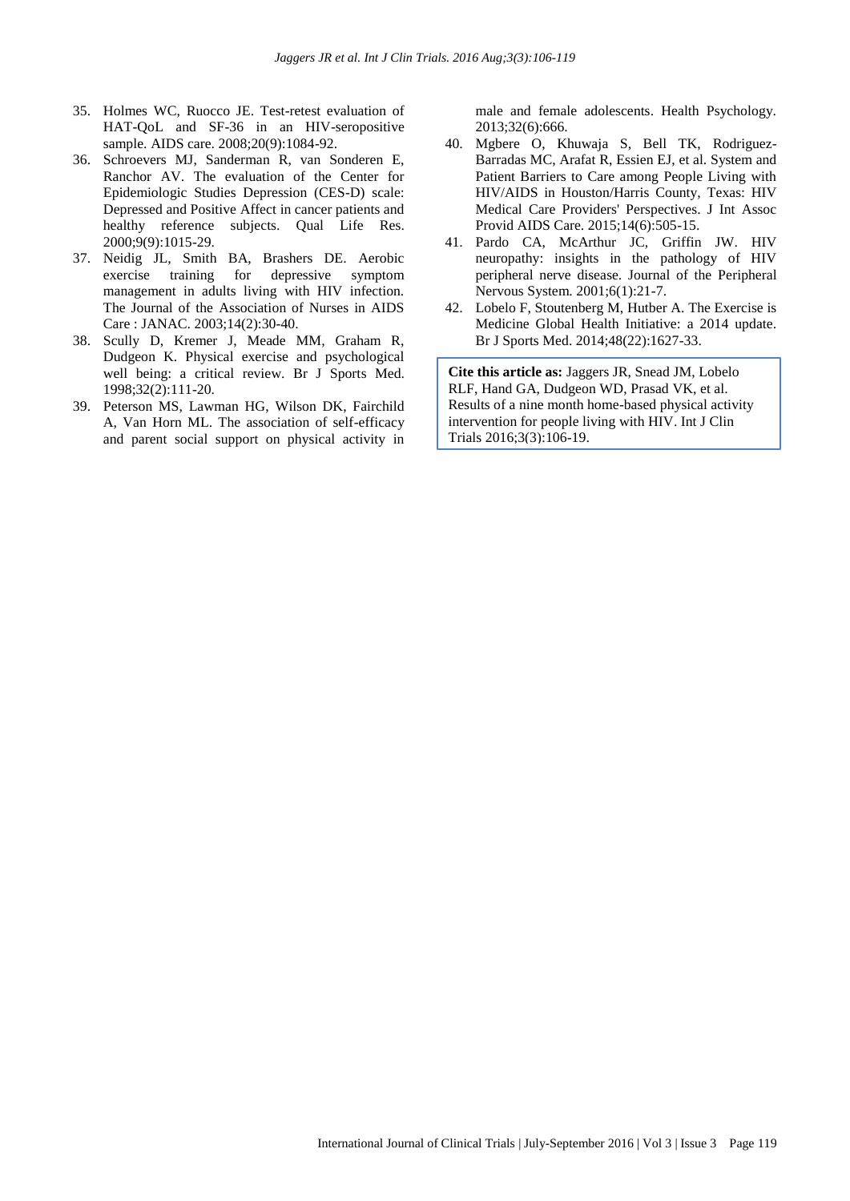35. Holmes WC, Ruocco JE. Test-retest evaluation of HAT-QoL and SF-36 in an HIV-seropositive sample. AIDS care. 2008;20(9):1084-92.
36. Schroevers MJ, Sanderman R, van Sonderen E, Ranchor AV. The evaluation of the Center for Epidemiologic Studies Depression (CES-D) scale: Depressed and Positive Affect in cancer patients and healthy reference subjects. Qual Life Res. 2000;9(9):1015-29.
37. Neidig JL, Smith BA, Brashers DE. Aerobic exercise training for depressive symptom management in adults living with HIV infection. The Journal of the Association of Nurses in AIDS Care : JANAC. 2003;14(2):30-40.
38. Scully D, Kremer J, Meade MM, Graham R, Dudgeon K. Physical exercise and psychological well being: a critical review. Br J Sports Med. 1998;32(2):111-20.
39. Peterson MS, Lawman HG, Wilson DK, Fairchild A, Van Horn ML. The association of self-efficacy and parent social support on physical activity in male and female adolescents. Health Psychology. 2013;32(6):666.
40. Mgbere O, Khuwaja S, Bell TK, Rodriguez-Barradas MC, Arafat R, Essien EJ, et al. System and Patient Barriers to Care among People Living with HIV/AIDS in Houston/Harris County, Texas: HIV Medical Care Providers' Perspectives. J Int Assoc Provid AIDS Care. 2015;14(6):505-15.
41. Pardo CA, McArthur JC, Griffin JW. HIV neuropathy: insights in the pathology of HIV peripheral nerve disease. Journal of the Peripheral Nervous System. 2001;6(1):21-7.
42. Lobelo F, Stoutenberg M, Hutber A. The Exercise is Medicine Global Health Initiative: a 2014 update. Br J Sports Med. 2014;48(22):1627-33.

**Cite this article as:** Jaggers JR, Snead JM, Lobelo RLF, Hand GA, Dudgeon WD, Prasad VK, et al. Results of a nine month home-based physical activity intervention for people living with HIV. Int J Clin Trials 2016;3(3):106-19.